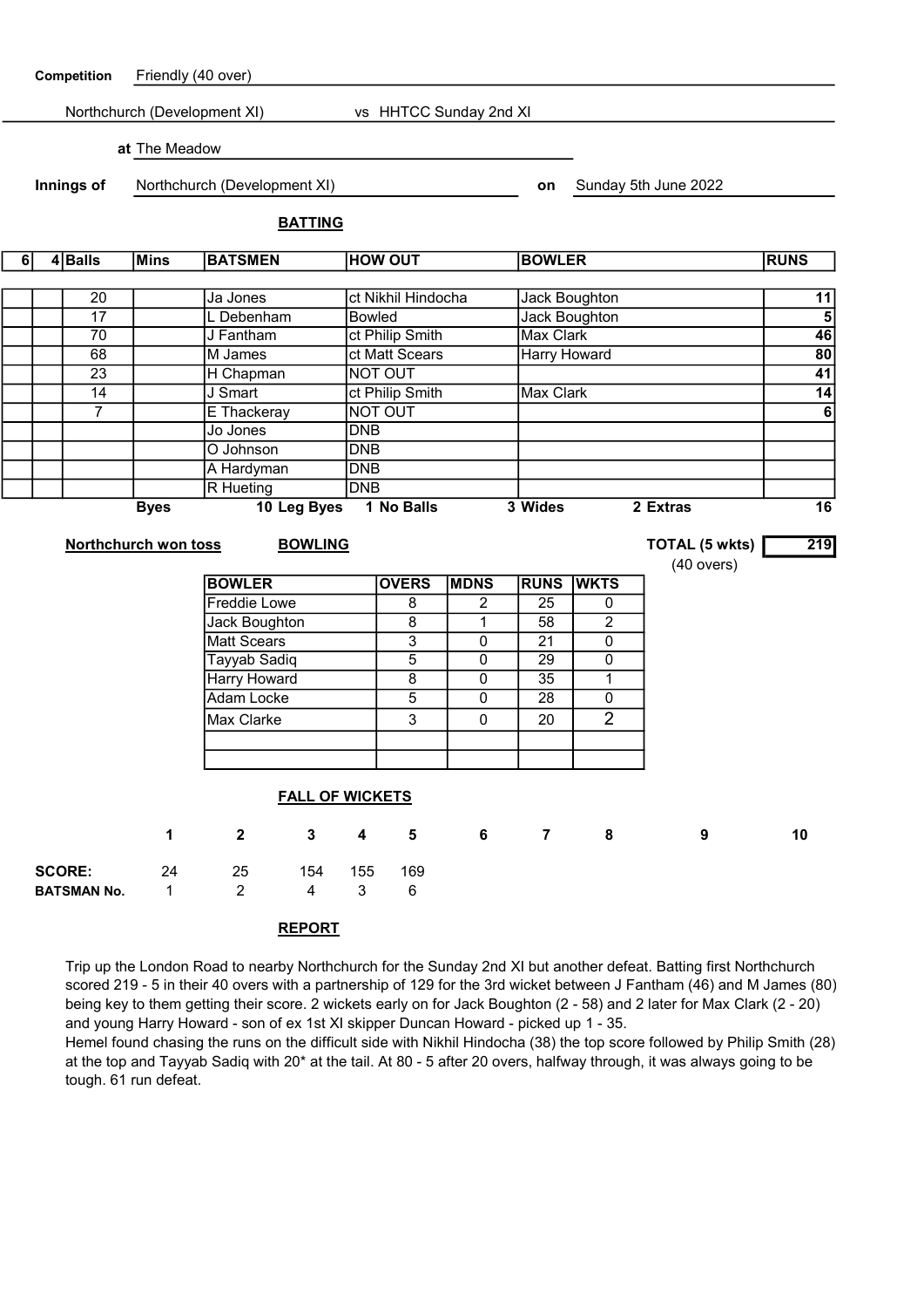**Competition** Friendly (40 over)

Northchurch (Development XI) vs HHTCC Sunday 2nd XI

**at** The Meadow

**Innings of** Northchurch (Development XI) **on** Sunday 5th June 2022

**BATTING**

| 6 | 4 | Balls | Mins | BATSMEN | HOW OUT | BOWLER | RUNS |
|---|---|---|---|---|---|---|---|
| | | 20 | | Ja Jones | ct Nikhil Hindocha | Jack Boughton | 11 |
| | | 17 | | L Debenham | Bowled | Jack Boughton | 5 |
| | | 70 | | J Fantham | ct Philip Smith | Max Clark | 46 |
| | | 68 | | M James | ct Matt Scears | Harry Howard | 80 |
| | | 23 | | H Chapman | NOT OUT | | 41 |
| | | 14 | | J Smart | ct Philip Smith | Max Clark | 14 |
| | | 7 | | E Thackeray | NOT OUT | | 6 |
| | | | | Jo Jones | DNB | | |
| | | | | O Johnson | DNB | | |
| | | | | A Hardyman | DNB | | |
| | | | | R Hueting | DNB | | |

**Byes** 10 **Leg Byes** 1 **No Balls** 3 **Wides** 2 **Extras** 16

**Northchurch won toss**

**TOTAL (5 wkts)** 219 (40 overs)

**BOWLING**

| BOWLER | OVERS | MDNS | RUNS | WKTS |
|---|---|---|---|---|
| Freddie Lowe | 8 | 2 | 25 | 0 |
| Jack Boughton | 8 | 1 | 58 | 2 |
| Matt Scears | 3 | 0 | 21 | 0 |
| Tayyab Sadiq | 5 | 0 | 29 | 0 |
| Harry Howard | 8 | 0 | 35 | 1 |
| Adam Locke | 5 | 0 | 28 | 0 |
| Max Clarke | 3 | 0 | 20 | 2 |
| | | | | |
| | | | | |

**FALL OF WICKETS**

| | 1 | 2 | 3 | 4 | 5 | 6 | 7 | 8 | 9 | 10 |
|---|---|---|---|---|---|---|---|---|---|---|
| **SCORE:** | 24 | 25 | 154 | 155 | 169 | | | | | |
| **BATSMAN No.** | 1 | 2 | 4 | 3 | 6 | | | | | |

**REPORT**

Trip up the London Road to nearby Northchurch for the Sunday 2nd XI but another defeat. Batting first Northchurch scored 219 - 5 in their 40 overs with a partnership of 129 for the 3rd wicket between J Fantham (46) and M James (80) being key to them getting their score. 2 wickets early on for Jack Boughton (2 - 58) and 2 later for Max Clark (2 - 20) and young Harry Howard - son of ex 1st XI skipper Duncan Howard - picked up 1 - 35.
Hemel found chasing the runs on the difficult side with Nikhil Hindocha (38) the top score followed by Philip Smith (28) at the top and Tayyab Sadiq with 20* at the tail. At 80 - 5 after 20 overs, halfway through, it was always going to be tough. 61 run defeat.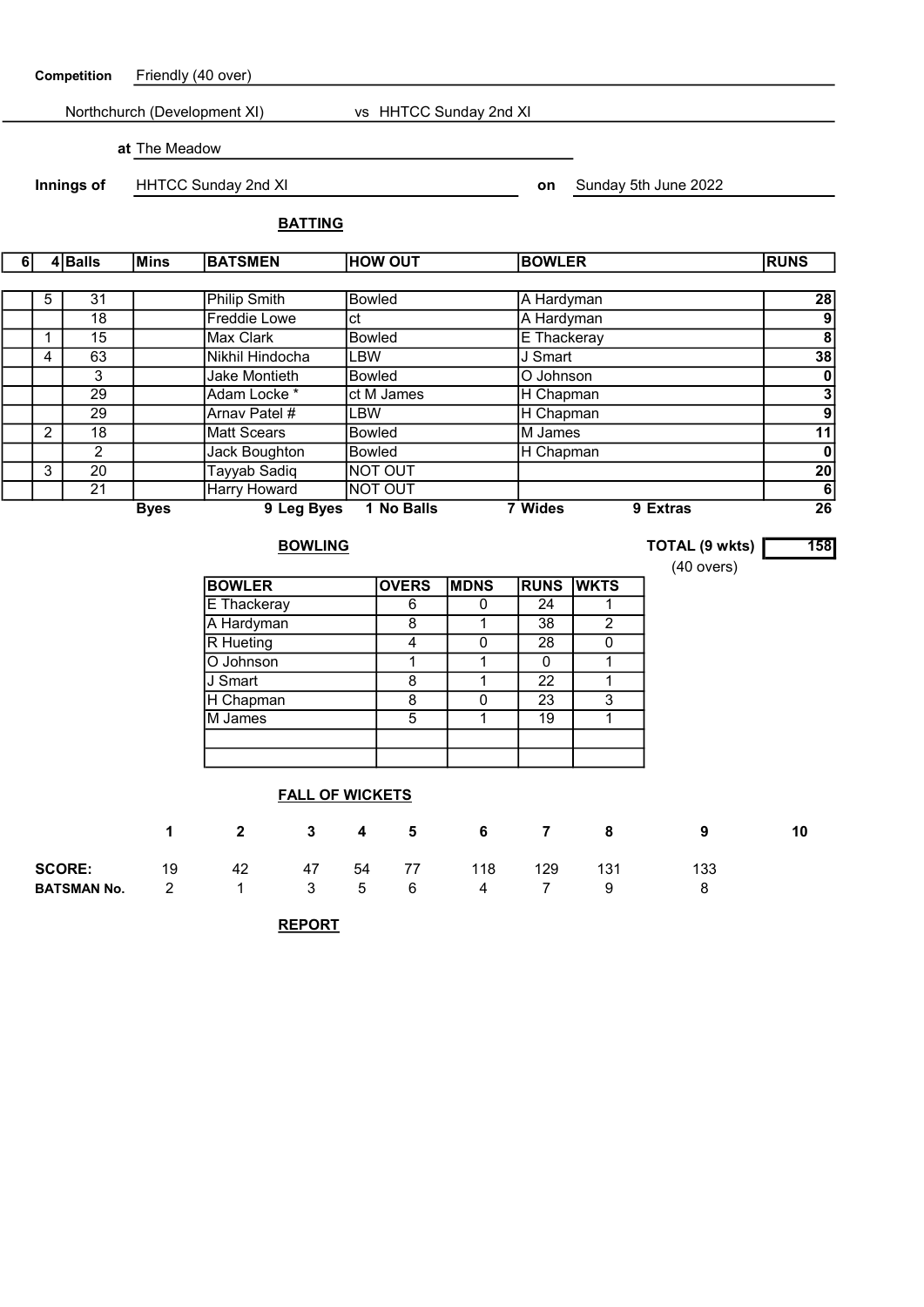**Competition** Friendly (40 over)

Northchurch (Development XI) vs HHTCC Sunday 2nd XI

**at** The Meadow

**Innings of** HHTCC Sunday 2nd XI **on** Sunday 5th June 2022

**BATTING**

| 6 | 4 | Balls | Mins | BATSMEN | HOW OUT | BOWLER | RUNS |
|---|---|---|---|---|---|---|---|
| | 5 | 31 | | Philip Smith | Bowled | A Hardyman | 28 |
| | | 18 | | Freddie Lowe | ct | A Hardyman | 9 |
| | 1 | 15 | | Max Clark | Bowled | E Thackeray | 8 |
| | 4 | 63 | | Nikhil Hindocha | LBW | J Smart | 38 |
| | | 3 | | Jake Montieth | Bowled | O Johnson | 0 |
| | | 29 | | Adam Locke * | ct M James | H Chapman | 3 |
| | | 29 | | Arnav Patel # | LBW | H Chapman | 9 |
| | 2 | 18 | | Matt Scears | Bowled | M James | 11 |
| | | 2 | | Jack Boughton | Bowled | H Chapman | 0 |
| | 3 | 20 | | Tayyab Sadiq | NOT OUT | | 20 |
| | | 21 | | Harry Howard | NOT OUT | | 6 |

**Byes** 9 **Leg Byes** 1 **No Balls** 7 **Wides** 9 **Extras** 26

**TOTAL (9 wkts)** 158
(40 overs)

**BOWLING**

| BOWLER | OVERS | MDNS | RUNS | WKTS |
|---|---|---|---|---|
| E Thackeray | 6 | 0 | 24 | 1 |
| A Hardyman | 8 | 1 | 38 | 2 |
| R Hueting | 4 | 0 | 28 | 0 |
| O Johnson | 1 | 1 | 0 | 1 |
| J Smart | 8 | 1 | 22 | 1 |
| H Chapman | 8 | 0 | 23 | 3 |
| M James | 5 | 1 | 19 | 1 |
| | | | | |
| | | | | |

**FALL OF WICKETS**

| | 1 | 2 | 3 | 4 | 5 | 6 | 7 | 8 | 9 | 10 |
|---|---|---|---|---|---|---|---|---|---|---|
| **SCORE:** | 19 | 42 | 47 | 54 | 77 | 118 | 129 | 131 | 133 | |
| **BATSMAN No.** | 2 | 1 | 3 | 5 | 6 | 4 | 7 | 9 | 8 | |

**REPORT**